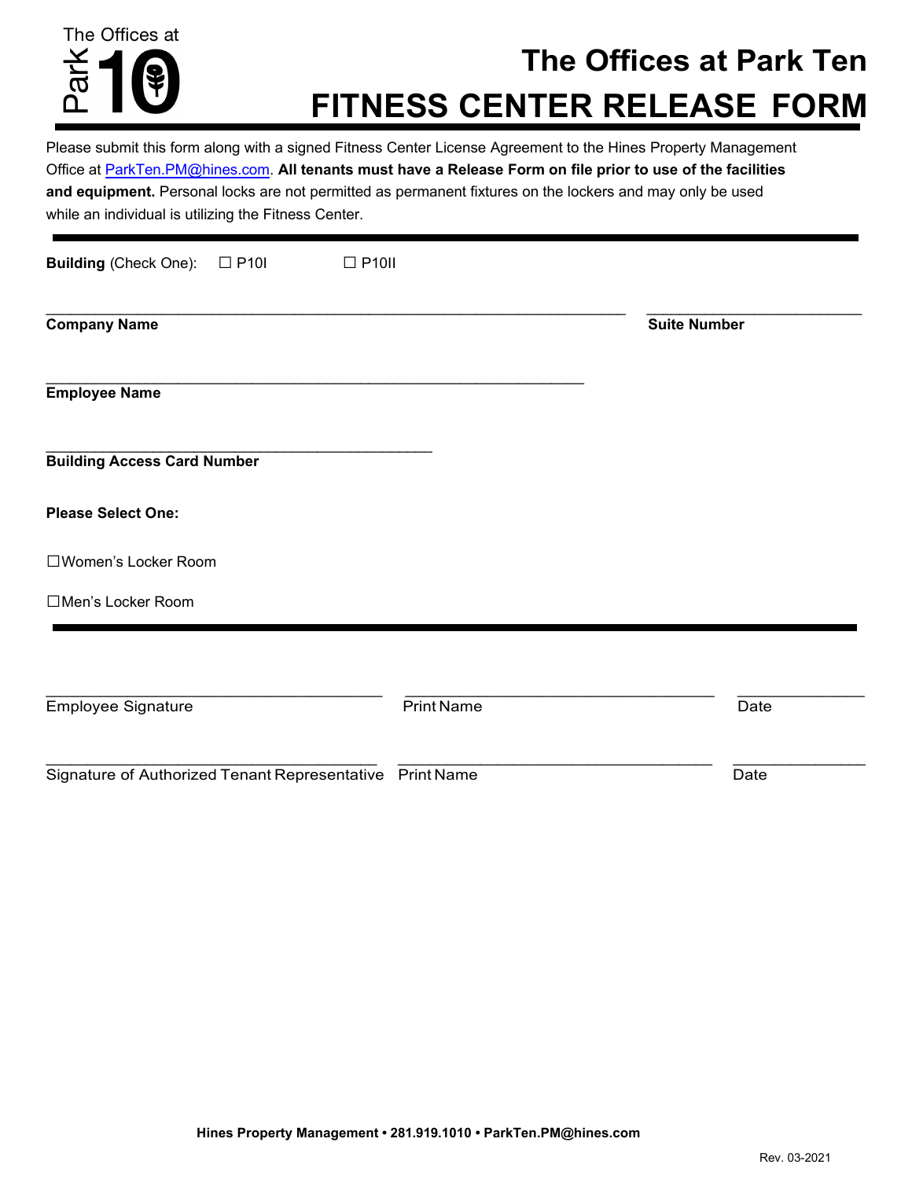The Offices at Park 10

# The Offices at Park Ten
# FITNESS CENTER RELEASE FORM

Please submit this form along with a signed Fitness Center License Agreement to the Hines Property Management Office at ParkTen.PM@hines.com. **All tenants must have a Release Form on file prior to use of the facilities and equipment.** Personal locks are not permitted as permanent fixtures on the lockers and may only be used while an individual is utilizing the Fitness Center.

---

**Building** (Check One): ☐ P10I ☐ P10II

\_\_\_\_\_\_\_\_\_\_\_\_\_\_\_\_\_\_\_\_\_\_\_\_\_\_\_\_\_\_\_\_\_\_\_\_\_\_\_\_ \_\_\_\_\_\_\_\_\_\_\_\_\_\_\_\_\_\_\_\_
**Company Name** **Suite Number**

\_\_\_\_\_\_\_\_\_\_\_\_\_\_\_\_\_\_\_\_\_\_\_\_\_\_\_\_\_\_\_\_\_\_\_\_\_\_\_\_
**Employee Name**

\_\_\_\_\_\_\_\_\_\_\_\_\_\_\_\_\_\_\_\_\_\_\_\_\_\_\_\_\_\_
**Building Access Card Number**

**Please Select One:**

☐Women's Locker Room

☐Men's Locker Room

---

\_\_\_\_\_\_\_\_\_\_\_\_\_\_\_\_\_\_\_\_\_\_\_\_\_ \_\_\_\_\_\_\_\_\_\_\_\_\_\_\_\_\_\_\_\_\_\_\_\_\_ \_\_\_\_\_\_\_\_\_\_
Employee Signature Print Name Date

\_\_\_\_\_\_\_\_\_\_\_\_\_\_\_\_\_\_\_\_\_\_\_\_\_ \_\_\_\_\_\_\_\_\_\_\_\_\_\_\_\_\_\_\_\_\_\_\_\_\_ \_\_\_\_\_\_\_\_\_\_
Signature of Authorized Tenant Representative Print Name Date

**Hines Property Management • 281.919.1010 • ParkTen.PM@hines.com**

Rev. 03-2021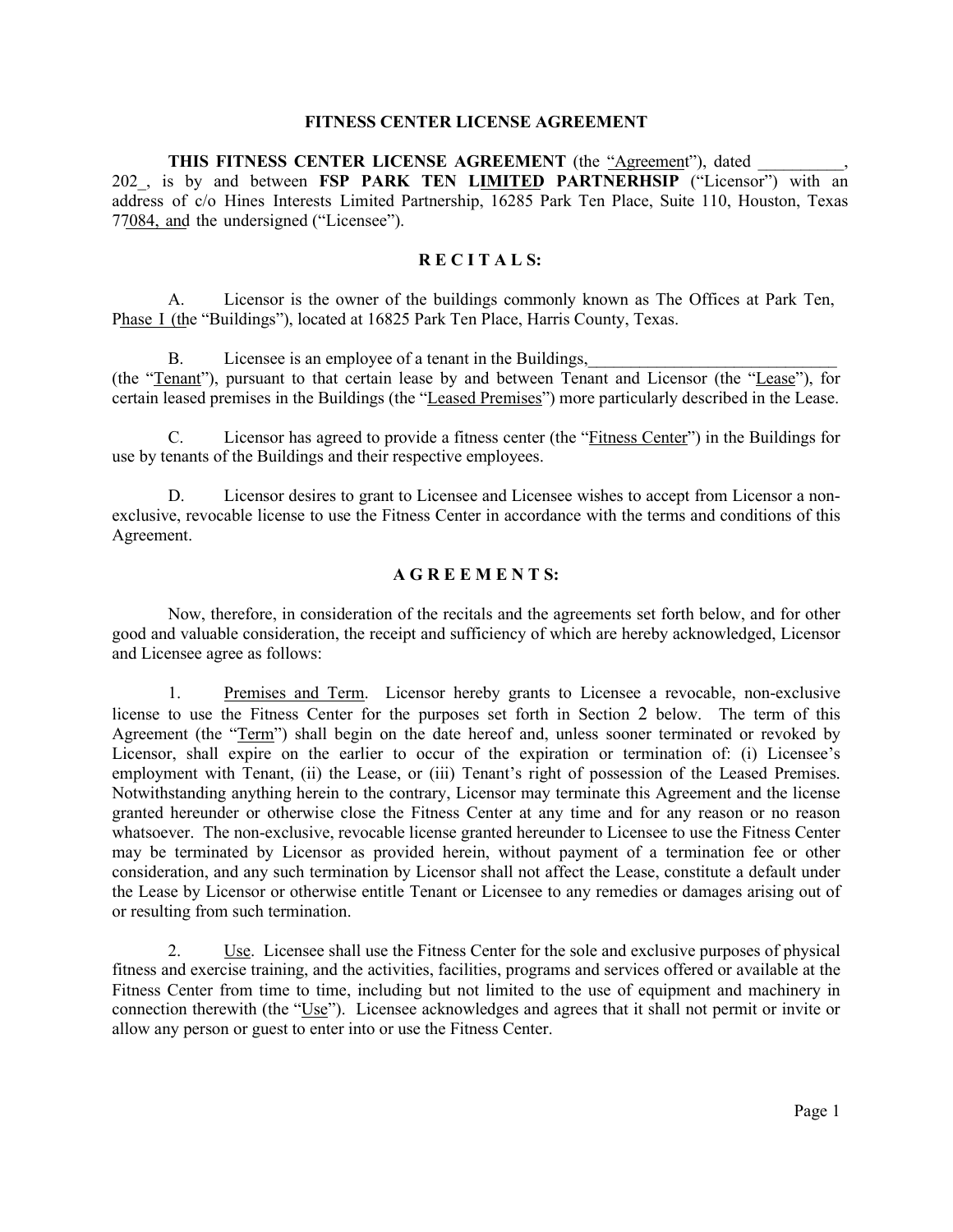# FITNESS CENTER LICENSE AGREEMENT

**THIS FITNESS CENTER LICENSE AGREEMENT** (the "Agreement"), dated __________, 202_, is by and between **FSP PARK TEN LIMITED PARTNERHSIP** ("Licensor") with an address of c/o Hines Interests Limited Partnership, 16285 Park Ten Place, Suite 110, Houston, Texas 77084, and the undersigned ("Licensee").

## R E C I T A L S:

A. Licensor is the owner of the buildings commonly known as The Offices at Park Ten, Phase I (the "Buildings"), located at 16825 Park Ten Place, Harris County, Texas.

B. Licensee is an employee of a tenant in the Buildings,_____________________________ (the "Tenant"), pursuant to that certain lease by and between Tenant and Licensor (the "Lease"), for certain leased premises in the Buildings (the "Leased Premises") more particularly described in the Lease.

C. Licensor has agreed to provide a fitness center (the "Fitness Center") in the Buildings for use by tenants of the Buildings and their respective employees.

D. Licensor desires to grant to Licensee and Licensee wishes to accept from Licensor a non-exclusive, revocable license to use the Fitness Center in accordance with the terms and conditions of this Agreement.

## A G R E E M E N T S:

Now, therefore, in consideration of the recitals and the agreements set forth below, and for other good and valuable consideration, the receipt and sufficiency of which are hereby acknowledged, Licensor and Licensee agree as follows:

1. Premises and Term. Licensor hereby grants to Licensee a revocable, non-exclusive license to use the Fitness Center for the purposes set forth in Section 2 below. The term of this Agreement (the "Term") shall begin on the date hereof and, unless sooner terminated or revoked by Licensor, shall expire on the earlier to occur of the expiration or termination of: (i) Licensee's employment with Tenant, (ii) the Lease, or (iii) Tenant's right of possession of the Leased Premises. Notwithstanding anything herein to the contrary, Licensor may terminate this Agreement and the license granted hereunder or otherwise close the Fitness Center at any time and for any reason or no reason whatsoever. The non-exclusive, revocable license granted hereunder to Licensee to use the Fitness Center may be terminated by Licensor as provided herein, without payment of a termination fee or other consideration, and any such termination by Licensor shall not affect the Lease, constitute a default under the Lease by Licensor or otherwise entitle Tenant or Licensee to any remedies or damages arising out of or resulting from such termination.

2. Use. Licensee shall use the Fitness Center for the sole and exclusive purposes of physical fitness and exercise training, and the activities, facilities, programs and services offered or available at the Fitness Center from time to time, including but not limited to the use of equipment and machinery in connection therewith (the "Use"). Licensee acknowledges and agrees that it shall not permit or invite or allow any person or guest to enter into or use the Fitness Center.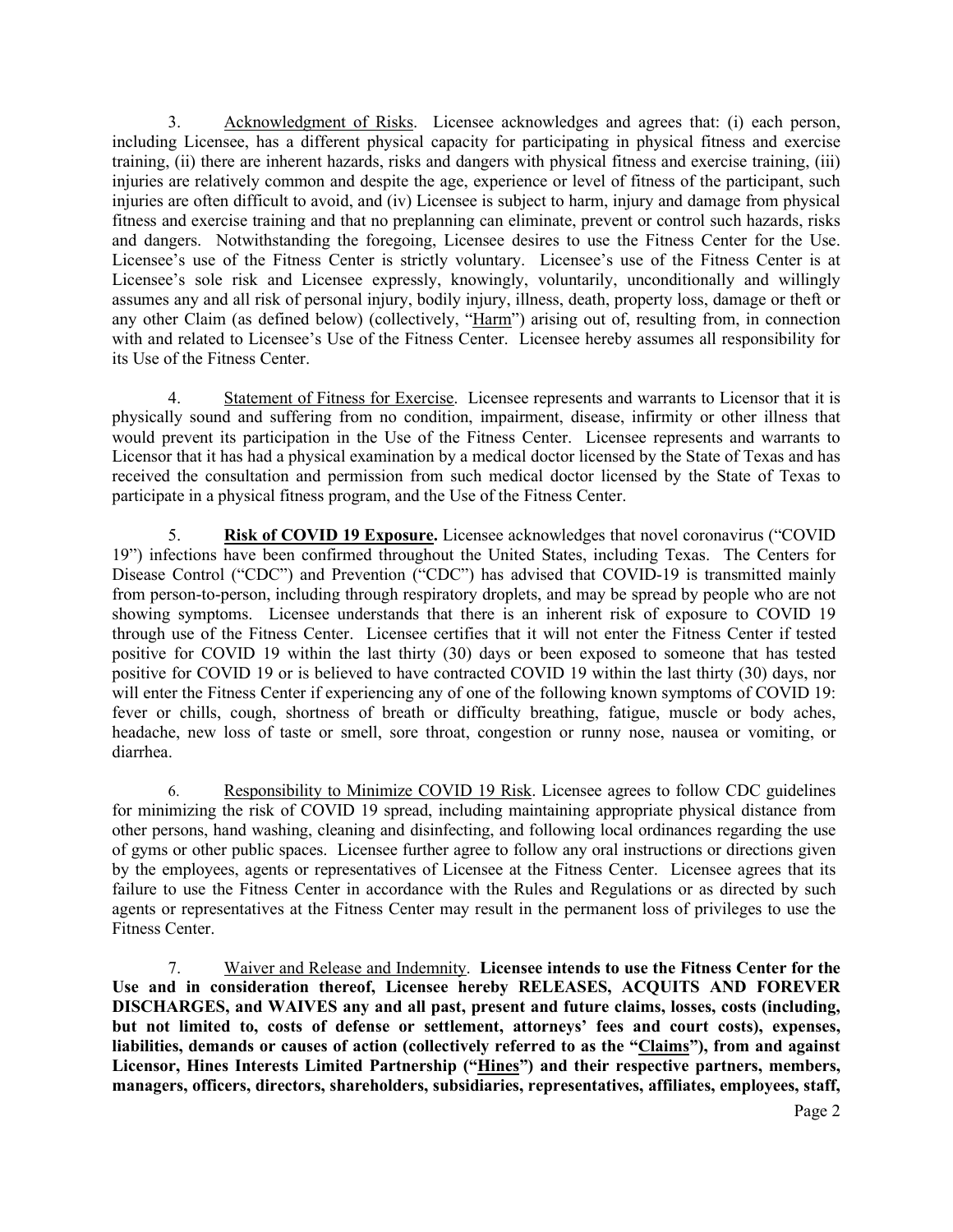3. Acknowledgment of Risks. Licensee acknowledges and agrees that: (i) each person, including Licensee, has a different physical capacity for participating in physical fitness and exercise training, (ii) there are inherent hazards, risks and dangers with physical fitness and exercise training, (iii) injuries are relatively common and despite the age, experience or level of fitness of the participant, such injuries are often difficult to avoid, and (iv) Licensee is subject to harm, injury and damage from physical fitness and exercise training and that no preplanning can eliminate, prevent or control such hazards, risks and dangers. Notwithstanding the foregoing, Licensee desires to use the Fitness Center for the Use. Licensee's use of the Fitness Center is strictly voluntary. Licensee's use of the Fitness Center is at Licensee's sole risk and Licensee expressly, knowingly, voluntarily, unconditionally and willingly assumes any and all risk of personal injury, bodily injury, illness, death, property loss, damage or theft or any other Claim (as defined below) (collectively, "Harm") arising out of, resulting from, in connection with and related to Licensee's Use of the Fitness Center. Licensee hereby assumes all responsibility for its Use of the Fitness Center.

4. Statement of Fitness for Exercise. Licensee represents and warrants to Licensor that it is physically sound and suffering from no condition, impairment, disease, infirmity or other illness that would prevent its participation in the Use of the Fitness Center. Licensee represents and warrants to Licensor that it has had a physical examination by a medical doctor licensed by the State of Texas and has received the consultation and permission from such medical doctor licensed by the State of Texas to participate in a physical fitness program, and the Use of the Fitness Center.

5. **Risk of COVID 19 Exposure.** Licensee acknowledges that novel coronavirus ("COVID 19") infections have been confirmed throughout the United States, including Texas. The Centers for Disease Control ("CDC") and Prevention ("CDC") has advised that COVID-19 is transmitted mainly from person-to-person, including through respiratory droplets, and may be spread by people who are not showing symptoms. Licensee understands that there is an inherent risk of exposure to COVID 19 through use of the Fitness Center. Licensee certifies that it will not enter the Fitness Center if tested positive for COVID 19 within the last thirty (30) days or been exposed to someone that has tested positive for COVID 19 or is believed to have contracted COVID 19 within the last thirty (30) days, nor will enter the Fitness Center if experiencing any of one of the following known symptoms of COVID 19: fever or chills, cough, shortness of breath or difficulty breathing, fatigue, muscle or body aches, headache, new loss of taste or smell, sore throat, congestion or runny nose, nausea or vomiting, or diarrhea.

6. Responsibility to Minimize COVID 19 Risk. Licensee agrees to follow CDC guidelines for minimizing the risk of COVID 19 spread, including maintaining appropriate physical distance from other persons, hand washing, cleaning and disinfecting, and following local ordinances regarding the use of gyms or other public spaces. Licensee further agree to follow any oral instructions or directions given by the employees, agents or representatives of Licensee at the Fitness Center. Licensee agrees that its failure to use the Fitness Center in accordance with the Rules and Regulations or as directed by such agents or representatives at the Fitness Center may result in the permanent loss of privileges to use the Fitness Center.

7. Waiver and Release and Indemnity. **Licensee intends to use the Fitness Center for the Use and in consideration thereof, Licensee hereby RELEASES, ACQUITS AND FOREVER DISCHARGES, and WAIVES any and all past, present and future claims, losses, costs (including, but not limited to, costs of defense or settlement, attorneys' fees and court costs), expenses, liabilities, demands or causes of action (collectively referred to as the "Claims"), from and against Licensor, Hines Interests Limited Partnership ("Hines") and their respective partners, members, managers, officers, directors, shareholders, subsidiaries, representatives, affiliates, employees, staff,**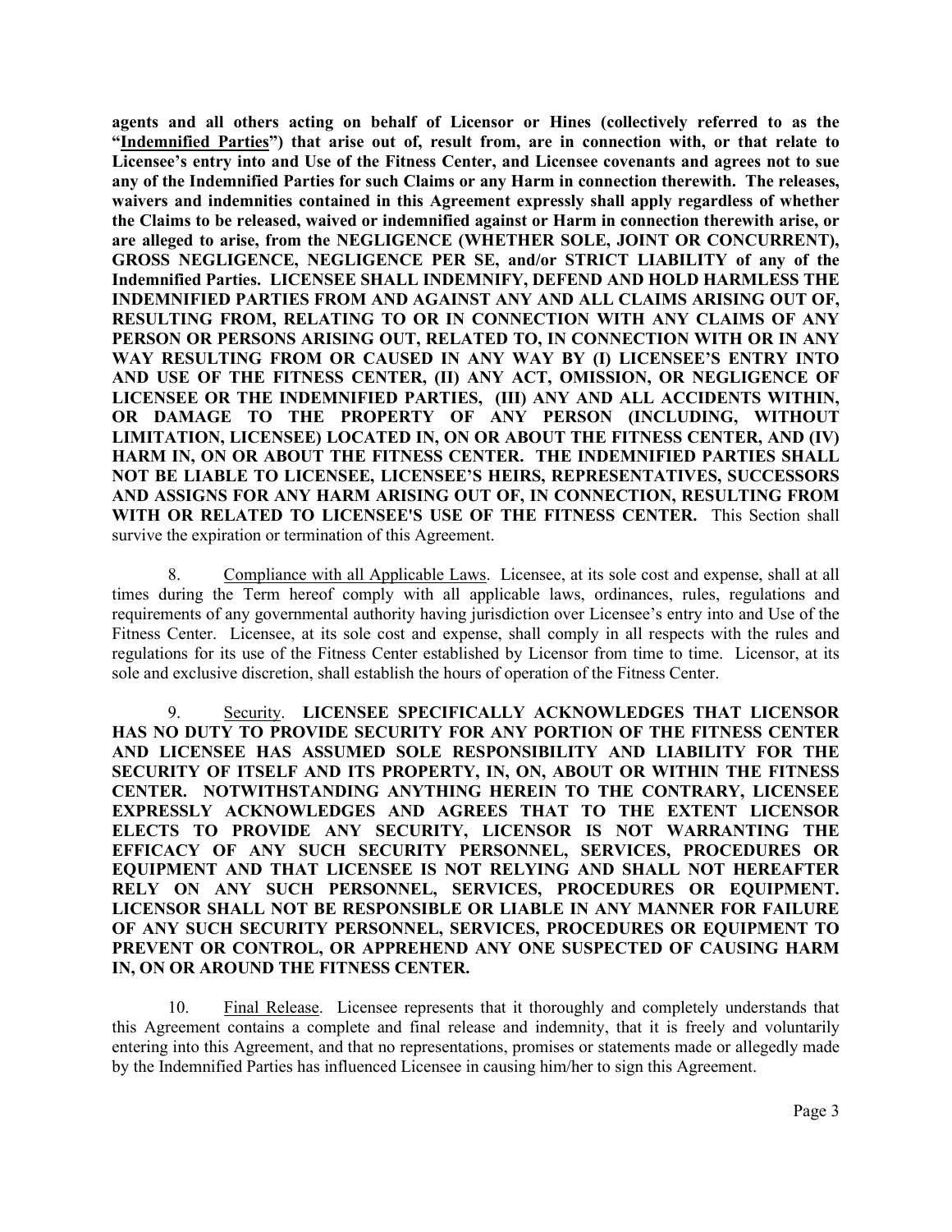**agents and all others acting on behalf of Licensor or Hines (collectively referred to as the "Indemnified Parties") that arise out of, result from, are in connection with, or that relate to Licensee's entry into and Use of the Fitness Center, and Licensee covenants and agrees not to sue any of the Indemnified Parties for such Claims or any Harm in connection therewith. The releases, waivers and indemnities contained in this Agreement expressly shall apply regardless of whether the Claims to be released, waived or indemnified against or Harm in connection therewith arise, or are alleged to arise, from the NEGLIGENCE (WHETHER SOLE, JOINT OR CONCURRENT), GROSS NEGLIGENCE, NEGLIGENCE PER SE, and/or STRICT LIABILITY of any of the Indemnified Parties. LICENSEE SHALL INDEMNIFY, DEFEND AND HOLD HARMLESS THE INDEMNIFIED PARTIES FROM AND AGAINST ANY AND ALL CLAIMS ARISING OUT OF, RESULTING FROM, RELATING TO OR IN CONNECTION WITH ANY CLAIMS OF ANY PERSON OR PERSONS ARISING OUT, RELATED TO, IN CONNECTION WITH OR IN ANY WAY RESULTING FROM OR CAUSED IN ANY WAY BY (I) LICENSEE'S ENTRY INTO AND USE OF THE FITNESS CENTER, (II) ANY ACT, OMISSION, OR NEGLIGENCE OF LICENSEE OR THE INDEMNIFIED PARTIES, (III) ANY AND ALL ACCIDENTS WITHIN, OR DAMAGE TO THE PROPERTY OF ANY PERSON (INCLUDING, WITHOUT LIMITATION, LICENSEE) LOCATED IN, ON OR ABOUT THE FITNESS CENTER, AND (IV) HARM IN, ON OR ABOUT THE FITNESS CENTER. THE INDEMNIFIED PARTIES SHALL NOT BE LIABLE TO LICENSEE, LICENSEE'S HEIRS, REPRESENTATIVES, SUCCESSORS AND ASSIGNS FOR ANY HARM ARISING OUT OF, IN CONNECTION, RESULTING FROM WITH OR RELATED TO LICENSEE'S USE OF THE FITNESS CENTER.** This Section shall survive the expiration or termination of this Agreement.

8. Compliance with all Applicable Laws. Licensee, at its sole cost and expense, shall at all times during the Term hereof comply with all applicable laws, ordinances, rules, regulations and requirements of any governmental authority having jurisdiction over Licensee's entry into and Use of the Fitness Center. Licensee, at its sole cost and expense, shall comply in all respects with the rules and regulations for its use of the Fitness Center established by Licensor from time to time. Licensor, at its sole and exclusive discretion, shall establish the hours of operation of the Fitness Center.

9. Security. **LICENSEE SPECIFICALLY ACKNOWLEDGES THAT LICENSOR HAS NO DUTY TO PROVIDE SECURITY FOR ANY PORTION OF THE FITNESS CENTER AND LICENSEE HAS ASSUMED SOLE RESPONSIBILITY AND LIABILITY FOR THE SECURITY OF ITSELF AND ITS PROPERTY, IN, ON, ABOUT OR WITHIN THE FITNESS CENTER. NOTWITHSTANDING ANYTHING HEREIN TO THE CONTRARY, LICENSEE EXPRESSLY ACKNOWLEDGES AND AGREES THAT TO THE EXTENT LICENSOR ELECTS TO PROVIDE ANY SECURITY, LICENSOR IS NOT WARRANTING THE EFFICACY OF ANY SUCH SECURITY PERSONNEL, SERVICES, PROCEDURES OR EQUIPMENT AND THAT LICENSEE IS NOT RELYING AND SHALL NOT HEREAFTER RELY ON ANY SUCH PERSONNEL, SERVICES, PROCEDURES OR EQUIPMENT. LICENSOR SHALL NOT BE RESPONSIBLE OR LIABLE IN ANY MANNER FOR FAILURE OF ANY SUCH SECURITY PERSONNEL, SERVICES, PROCEDURES OR EQUIPMENT TO PREVENT OR CONTROL, OR APPREHEND ANY ONE SUSPECTED OF CAUSING HARM IN, ON OR AROUND THE FITNESS CENTER.**

10. Final Release. Licensee represents that it thoroughly and completely understands that this Agreement contains a complete and final release and indemnity, that it is freely and voluntarily entering into this Agreement, and that no representations, promises or statements made or allegedly made by the Indemnified Parties has influenced Licensee in causing him/her to sign this Agreement.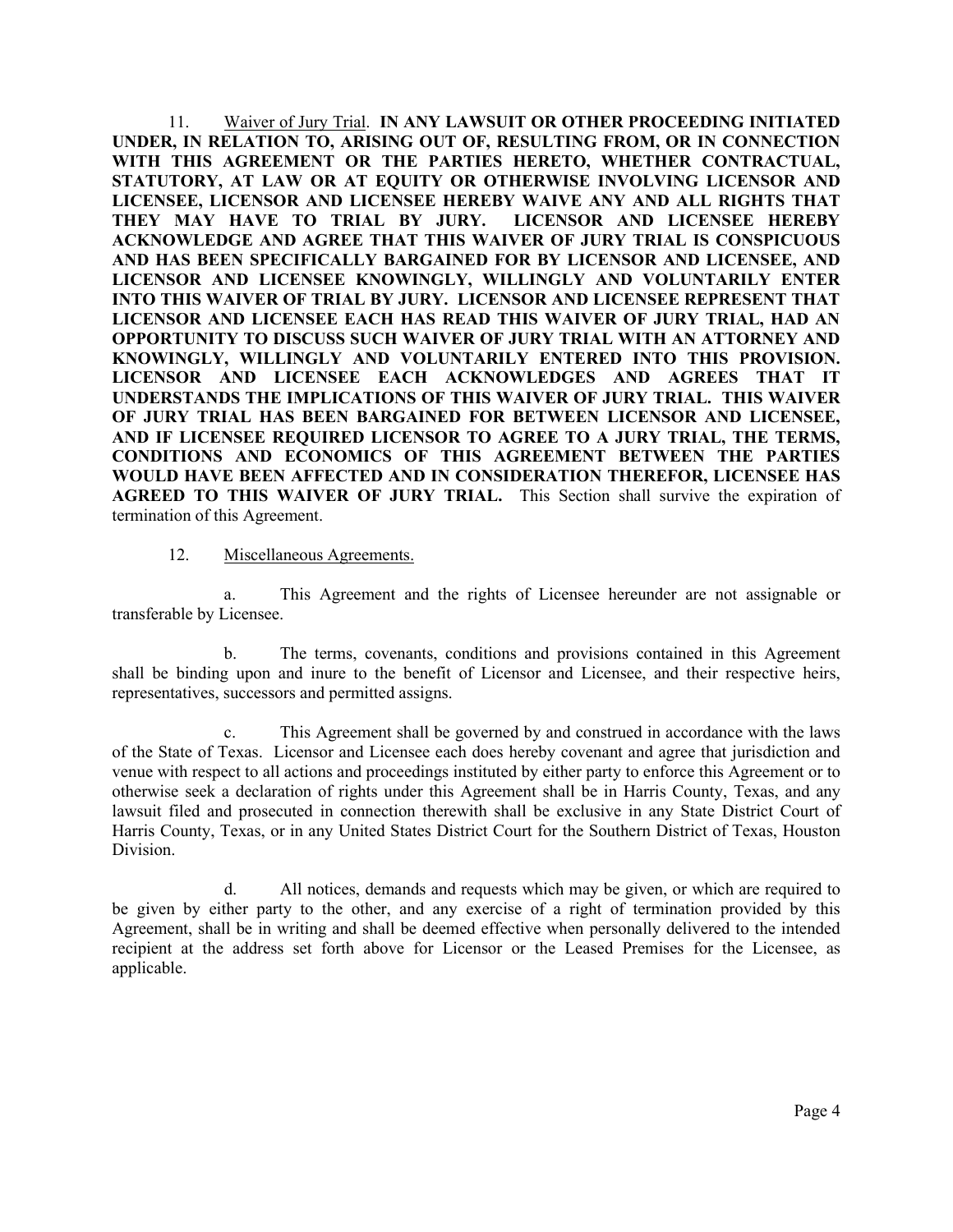11. Waiver of Jury Trial. **IN ANY LAWSUIT OR OTHER PROCEEDING INITIATED UNDER, IN RELATION TO, ARISING OUT OF, RESULTING FROM, OR IN CONNECTION WITH THIS AGREEMENT OR THE PARTIES HERETO, WHETHER CONTRACTUAL, STATUTORY, AT LAW OR AT EQUITY OR OTHERWISE INVOLVING LICENSOR AND LICENSEE, LICENSOR AND LICENSEE HEREBY WAIVE ANY AND ALL RIGHTS THAT THEY MAY HAVE TO TRIAL BY JURY. LICENSOR AND LICENSEE HEREBY ACKNOWLEDGE AND AGREE THAT THIS WAIVER OF JURY TRIAL IS CONSPICUOUS AND HAS BEEN SPECIFICALLY BARGAINED FOR BY LICENSOR AND LICENSEE, AND LICENSOR AND LICENSEE KNOWINGLY, WILLINGLY AND VOLUNTARILY ENTER INTO THIS WAIVER OF TRIAL BY JURY. LICENSOR AND LICENSEE REPRESENT THAT LICENSOR AND LICENSEE EACH HAS READ THIS WAIVER OF JURY TRIAL, HAD AN OPPORTUNITY TO DISCUSS SUCH WAIVER OF JURY TRIAL WITH AN ATTORNEY AND KNOWINGLY, WILLINGLY AND VOLUNTARILY ENTERED INTO THIS PROVISION. LICENSOR AND LICENSEE EACH ACKNOWLEDGES AND AGREES THAT IT UNDERSTANDS THE IMPLICATIONS OF THIS WAIVER OF JURY TRIAL. THIS WAIVER OF JURY TRIAL HAS BEEN BARGAINED FOR BETWEEN LICENSOR AND LICENSEE, AND IF LICENSEE REQUIRED LICENSOR TO AGREE TO A JURY TRIAL, THE TERMS, CONDITIONS AND ECONOMICS OF THIS AGREEMENT BETWEEN THE PARTIES WOULD HAVE BEEN AFFECTED AND IN CONSIDERATION THEREFOR, LICENSEE HAS AGREED TO THIS WAIVER OF JURY TRIAL.** This Section shall survive the expiration of termination of this Agreement.

12. Miscellaneous Agreements.

a. This Agreement and the rights of Licensee hereunder are not assignable or transferable by Licensee.

b. The terms, covenants, conditions and provisions contained in this Agreement shall be binding upon and inure to the benefit of Licensor and Licensee, and their respective heirs, representatives, successors and permitted assigns.

c. This Agreement shall be governed by and construed in accordance with the laws of the State of Texas. Licensor and Licensee each does hereby covenant and agree that jurisdiction and venue with respect to all actions and proceedings instituted by either party to enforce this Agreement or to otherwise seek a declaration of rights under this Agreement shall be in Harris County, Texas, and any lawsuit filed and prosecuted in connection therewith shall be exclusive in any State District Court of Harris County, Texas, or in any United States District Court for the Southern District of Texas, Houston Division.

d. All notices, demands and requests which may be given, or which are required to be given by either party to the other, and any exercise of a right of termination provided by this Agreement, shall be in writing and shall be deemed effective when personally delivered to the intended recipient at the address set forth above for Licensor or the Leased Premises for the Licensee, as applicable.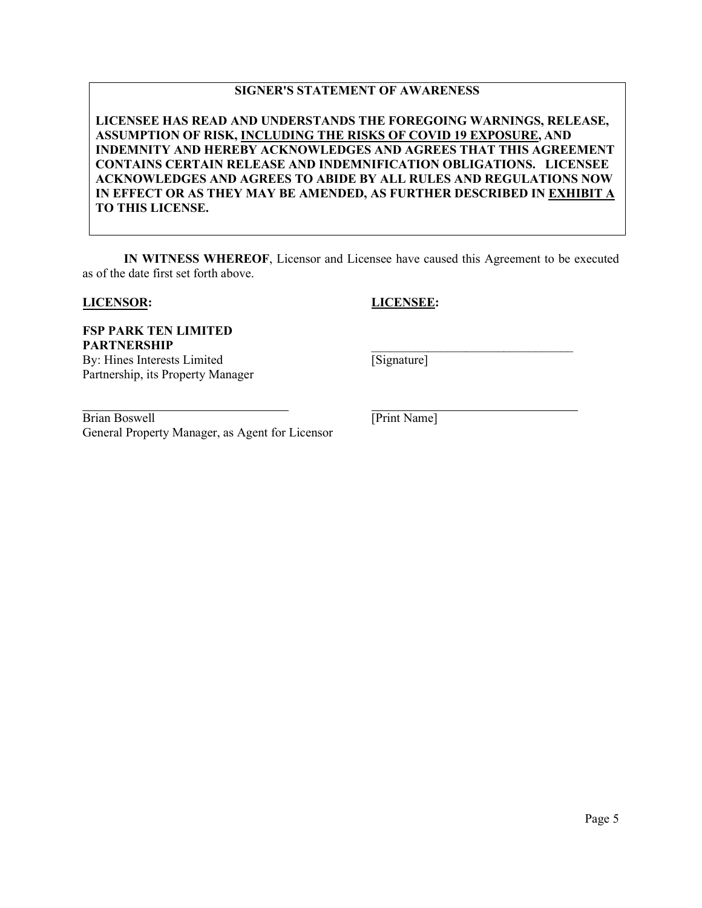**SIGNER'S STATEMENT OF AWARENESS**

**LICENSEE HAS READ AND UNDERSTANDS THE FOREGOING WARNINGS, RELEASE, ASSUMPTION OF RISK, <u>INCLUDING THE RISKS OF COVID 19 EXPOSURE</u>, AND INDEMNITY AND HEREBY ACKNOWLEDGES AND AGREES THAT THIS AGREEMENT CONTAINS CERTAIN RELEASE AND INDEMNIFICATION OBLIGATIONS. LICENSEE ACKNOWLEDGES AND AGREES TO ABIDE BY ALL RULES AND REGULATIONS NOW IN EFFECT OR AS THEY MAY BE AMENDED, AS FURTHER DESCRIBED IN <u>EXHIBIT A</u> TO THIS LICENSE.**

**IN WITNESS WHEREOF**, Licensor and Licensee have caused this Agreement to be executed as of the date first set forth above.

**<u>LICENSOR</u>:**

**FSP PARK TEN LIMITED PARTNERSHIP**
By: Hines Interests Limited Partnership, its Property Manager

\_\_\_\_\_\_\_\_\_\_\_\_\_\_\_\_\_\_\_\_\_\_\_\_\_\_\_\_\_\_\_\_\_\_\_\_
Brian Boswell
General Property Manager, as Agent for Licensor

**<u>LICENSEE</u>:**

\_\_\_\_\_\_\_\_\_\_\_\_\_\_\_\_\_\_\_\_\_\_\_\_\_\_\_\_\_\_\_\_\_\_\_\_
[Signature]

\_\_\_\_\_\_\_\_\_\_\_\_\_\_\_\_\_\_\_\_\_\_\_\_\_\_\_\_\_\_\_\_\_\_\_\_
[Print Name]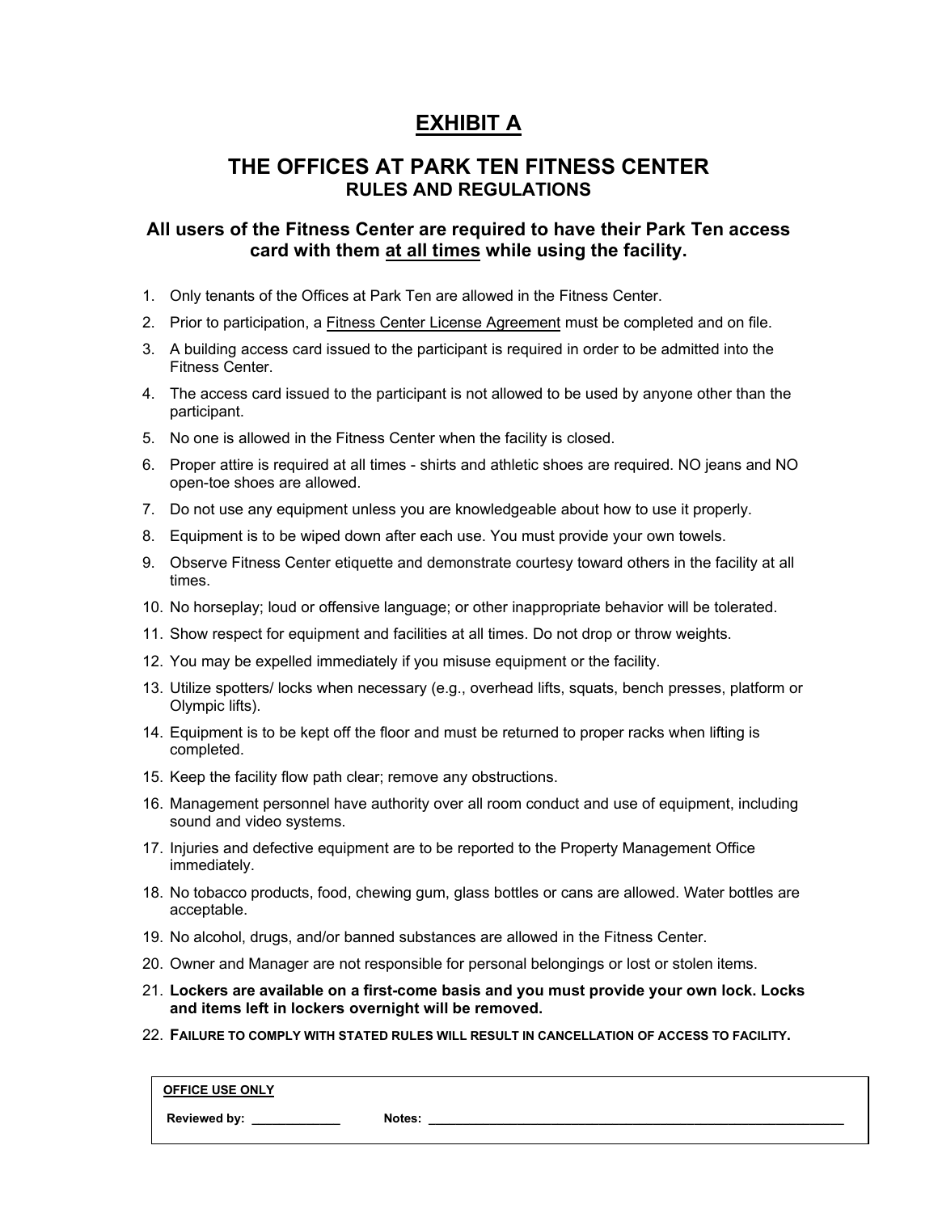# EXHIBIT A

## THE OFFICES AT PARK TEN FITNESS CENTER
### RULES AND REGULATIONS

**All users of the Fitness Center are required to have their Park Ten access card with them at all times while using the facility.**

1. Only tenants of the Offices at Park Ten are allowed in the Fitness Center.
2. Prior to participation, a Fitness Center License Agreement must be completed and on file.
3. A building access card issued to the participant is required in order to be admitted into the Fitness Center.
4. The access card issued to the participant is not allowed to be used by anyone other than the participant.
5. No one is allowed in the Fitness Center when the facility is closed.
6. Proper attire is required at all times - shirts and athletic shoes are required. NO jeans and NO open-toe shoes are allowed.
7. Do not use any equipment unless you are knowledgeable about how to use it properly.
8. Equipment is to be wiped down after each use. You must provide your own towels.
9. Observe Fitness Center etiquette and demonstrate courtesy toward others in the facility at all times.
10. No horseplay; loud or offensive language; or other inappropriate behavior will be tolerated.
11. Show respect for equipment and facilities at all times. Do not drop or throw weights.
12. You may be expelled immediately if you misuse equipment or the facility.
13. Utilize spotters/ locks when necessary (e.g., overhead lifts, squats, bench presses, platform or Olympic lifts).
14. Equipment is to be kept off the floor and must be returned to proper racks when lifting is completed.
15. Keep the facility flow path clear; remove any obstructions.
16. Management personnel have authority over all room conduct and use of equipment, including sound and video systems.
17. Injuries and defective equipment are to be reported to the Property Management Office immediately.
18. No tobacco products, food, chewing gum, glass bottles or cans are allowed. Water bottles are acceptable.
19. No alcohol, drugs, and/or banned substances are allowed in the Fitness Center.
20. Owner and Manager are not responsible for personal belongings or lost or stolen items.
21. **Lockers are available on a first-come basis and you must provide your own lock. Locks and items left in lockers overnight will be removed.**
22. **FAILURE TO COMPLY WITH STATED RULES WILL RESULT IN CANCELLATION OF ACCESS TO FACILITY.**

**OFFICE USE ONLY**

**Reviewed by:** ____________ **Notes:** ____________________________________________________________